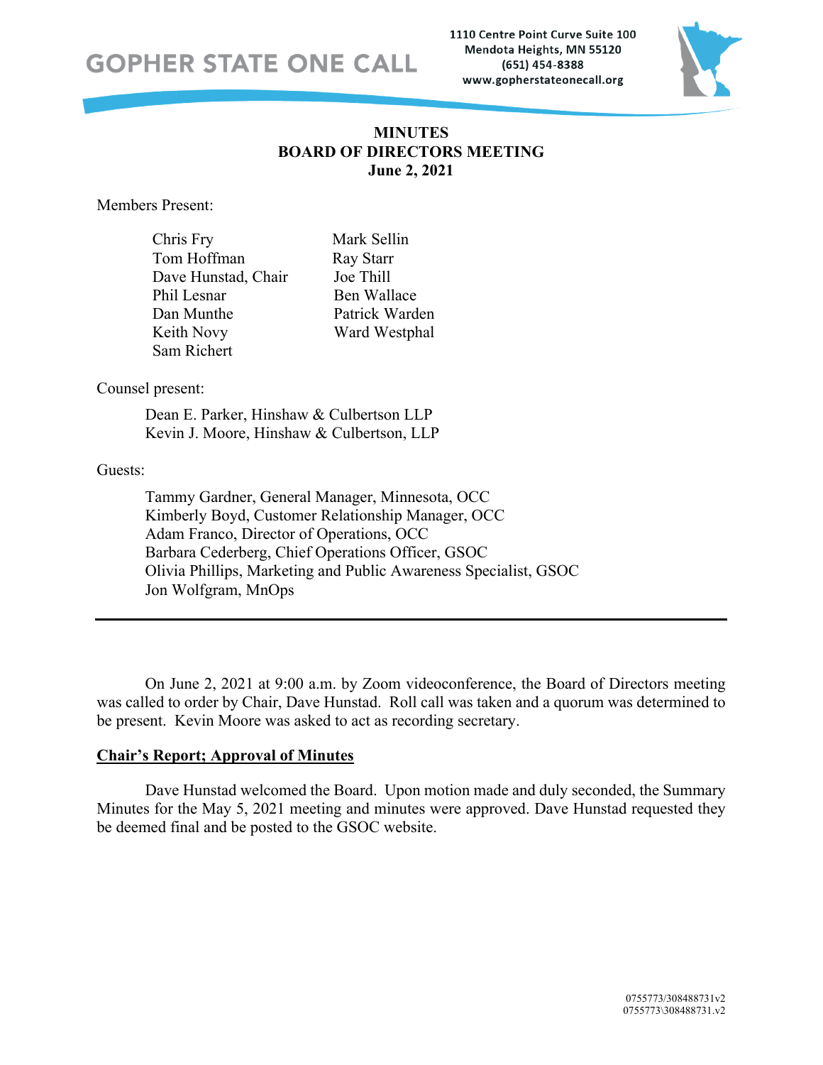GOPHER STATE ONE CALL

1110 Centre Point Curve Suite 100
Mendota Heights, MN 55120
(651) 454-8388
www.gopherstateonecall.org

# MINUTES
# BOARD OF DIRECTORS MEETING
# June 2, 2021

Members Present:

Chris Fry
Tom Hoffman
Dave Hunstad, Chair
Phil Lesnar
Dan Munthe
Keith Novy
Sam Richert
Mark Sellin
Ray Starr
Joe Thill
Ben Wallace
Patrick Warden
Ward Westphal

Counsel present:

Dean E. Parker, Hinshaw & Culbertson LLP
Kevin J. Moore, Hinshaw & Culbertson, LLP

Guests:

Tammy Gardner, General Manager, Minnesota, OCC
Kimberly Boyd, Customer Relationship Manager, OCC
Adam Franco, Director of Operations, OCC
Barbara Cederberg, Chief Operations Officer, GSOC
Olivia Phillips, Marketing and Public Awareness Specialist, GSOC
Jon Wolfgram, MnOps

---

On June 2, 2021 at 9:00 a.m. by Zoom videoconference, the Board of Directors meeting was called to order by Chair, Dave Hunstad. Roll call was taken and a quorum was determined to be present. Kevin Moore was asked to act as recording secretary.

**Chair's Report; Approval of Minutes**

Dave Hunstad welcomed the Board. Upon motion made and duly seconded, the Summary Minutes for the May 5, 2021 meeting and minutes were approved. Dave Hunstad requested they be deemed final and be posted to the GSOC website.

0755773/308488731v2
0755773\308488731.v2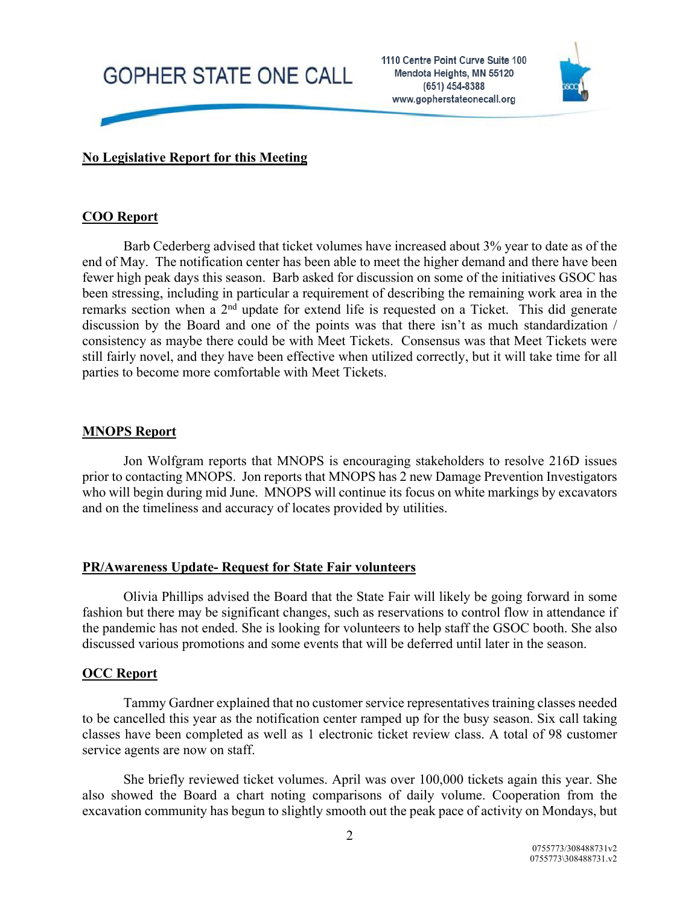## No Legislative Report for this Meeting

## COO Report

Barb Cederberg advised that ticket volumes have increased about 3% year to date as of the end of May. The notification center has been able to meet the higher demand and there have been fewer high peak days this season. Barb asked for discussion on some of the initiatives GSOC has been stressing, including in particular a requirement of describing the remaining work area in the remarks section when a 2nd update for extend life is requested on a Ticket. This did generate discussion by the Board and one of the points was that there isn't as much standardization / consistency as maybe there could be with Meet Tickets. Consensus was that Meet Tickets were still fairly novel, and they have been effective when utilized correctly, but it will take time for all parties to become more comfortable with Meet Tickets.

## MNOPS Report

Jon Wolfgram reports that MNOPS is encouraging stakeholders to resolve 216D issues prior to contacting MNOPS. Jon reports that MNOPS has 2 new Damage Prevention Investigators who will begin during mid June. MNOPS will continue its focus on white markings by excavators and on the timeliness and accuracy of locates provided by utilities.

## PR/Awareness Update- Request for State Fair volunteers

Olivia Phillips advised the Board that the State Fair will likely be going forward in some fashion but there may be significant changes, such as reservations to control flow in attendance if the pandemic has not ended. She is looking for volunteers to help staff the GSOC booth. She also discussed various promotions and some events that will be deferred until later in the season.

## OCC Report

Tammy Gardner explained that no customer service representatives training classes needed to be cancelled this year as the notification center ramped up for the busy season. Six call taking classes have been completed as well as 1 electronic ticket review class. A total of 98 customer service agents are now on staff.

She briefly reviewed ticket volumes. April was over 100,000 tickets again this year. She also showed the Board a chart noting comparisons of daily volume. Cooperation from the excavation community has begun to slightly smooth out the peak pace of activity on Mondays, but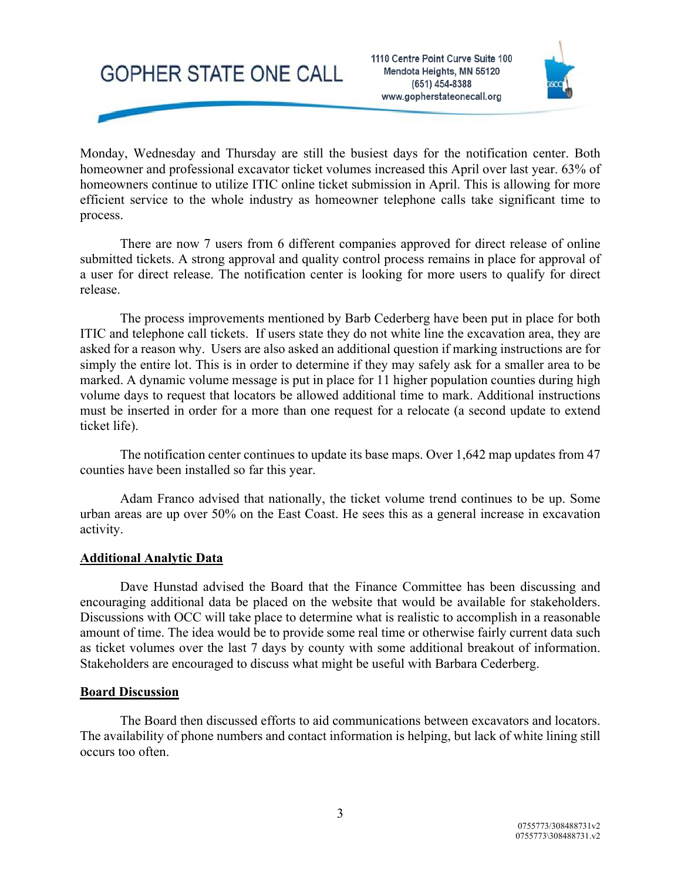Monday, Wednesday and Thursday are still the busiest days for the notification center. Both homeowner and professional excavator ticket volumes increased this April over last year. 63% of homeowners continue to utilize ITIC online ticket submission in April. This is allowing for more efficient service to the whole industry as homeowner telephone calls take significant time to process.

There are now 7 users from 6 different companies approved for direct release of online submitted tickets. A strong approval and quality control process remains in place for approval of a user for direct release. The notification center is looking for more users to qualify for direct release.

The process improvements mentioned by Barb Cederberg have been put in place for both ITIC and telephone call tickets. If users state they do not white line the excavation area, they are asked for a reason why. Users are also asked an additional question if marking instructions are for simply the entire lot. This is in order to determine if they may safely ask for a smaller area to be marked. A dynamic volume message is put in place for 11 higher population counties during high volume days to request that locators be allowed additional time to mark. Additional instructions must be inserted in order for a more than one request for a relocate (a second update to extend ticket life).

The notification center continues to update its base maps. Over 1,642 map updates from 47 counties have been installed so far this year.

Adam Franco advised that nationally, the ticket volume trend continues to be up. Some urban areas are up over 50% on the East Coast. He sees this as a general increase in excavation activity.

## Additional Analytic Data

Dave Hunstad advised the Board that the Finance Committee has been discussing and encouraging additional data be placed on the website that would be available for stakeholders. Discussions with OCC will take place to determine what is realistic to accomplish in a reasonable amount of time. The idea would be to provide some real time or otherwise fairly current data such as ticket volumes over the last 7 days by county with some additional breakout of information. Stakeholders are encouraged to discuss what might be useful with Barbara Cederberg.

## Board Discussion

The Board then discussed efforts to aid communications between excavators and locators. The availability of phone numbers and contact information is helping, but lack of white lining still occurs too often.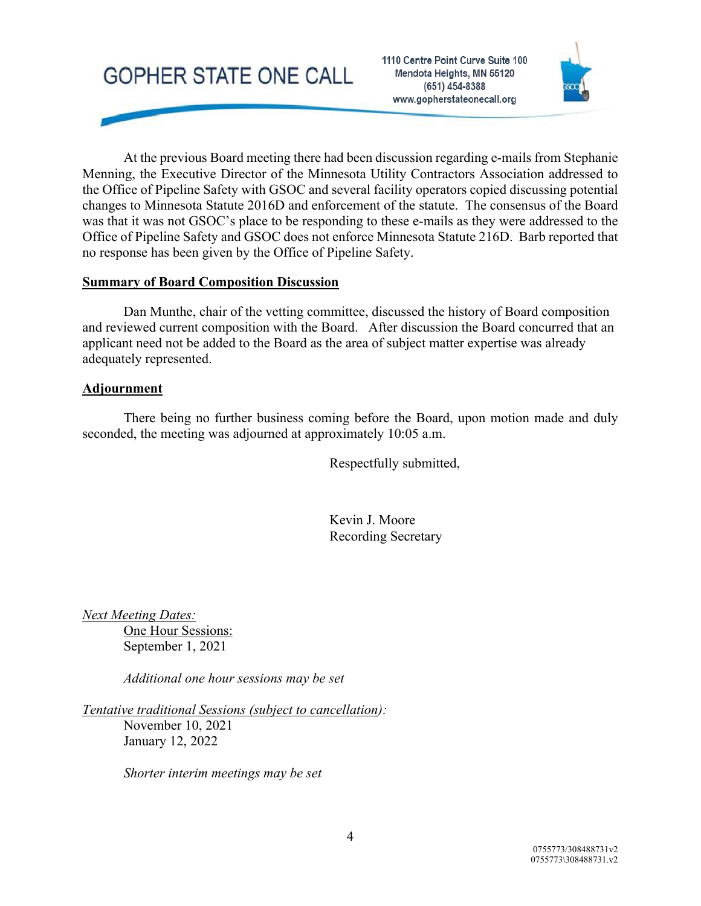At the previous Board meeting there had been discussion regarding e-mails from Stephanie Menning, the Executive Director of the Minnesota Utility Contractors Association addressed to the Office of Pipeline Safety with GSOC and several facility operators copied discussing potential changes to Minnesota Statute 2016D and enforcement of the statute. The consensus of the Board was that it was not GSOC's place to be responding to these e-mails as they were addressed to the Office of Pipeline Safety and GSOC does not enforce Minnesota Statute 216D. Barb reported that no response has been given by the Office of Pipeline Safety.

**Summary of Board Composition Discussion**

Dan Munthe, chair of the vetting committee, discussed the history of Board composition and reviewed current composition with the Board. After discussion the Board concurred that an applicant need not be added to the Board as the area of subject matter expertise was already adequately represented.

**Adjournment**

There being no further business coming before the Board, upon motion made and duly seconded, the meeting was adjourned at approximately 10:05 a.m.

Respectfully submitted,

Kevin J. Moore
Recording Secretary

*Next Meeting Dates:*
One Hour Sessions:
September 1, 2021

*Additional one hour sessions may be set*

*Tentative traditional Sessions (subject to cancellation):*
November 10, 2021
January 12, 2022

*Shorter interim meetings may be set*

0755773/308488731v2
0755773\308488731.v2